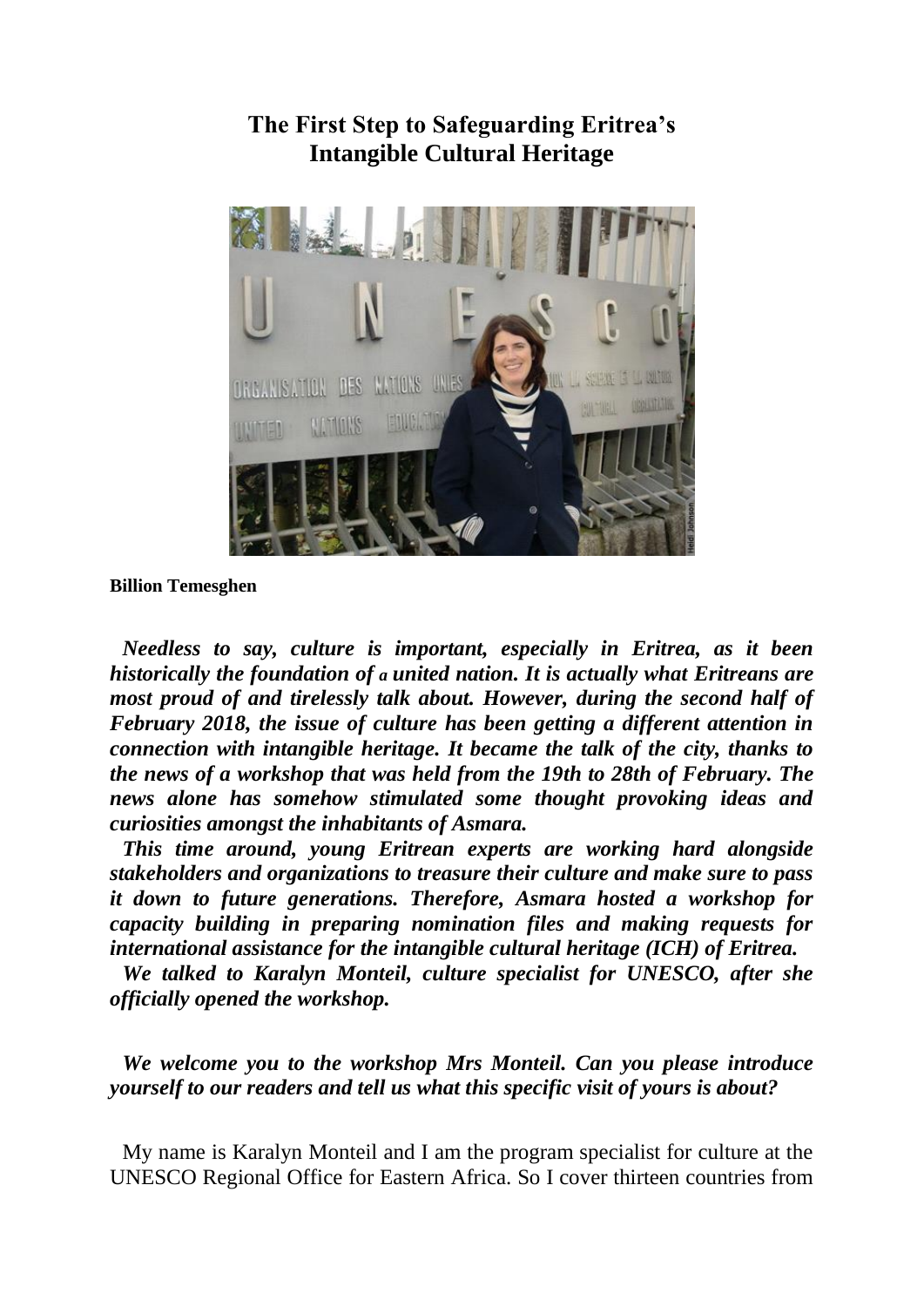# The First Step to Safeguarding Eritrea's Intangible Cultural Heritage

**Billion Temesghen**

***Needless to say, culture is important, especially in Eritrea, as it been historically the foundation of a united nation. It is actually what Eritreans are most proud of and tirelessly talk about. However, during the second half of February 2018, the issue of culture has been getting a different attention in connection with intangible heritage. It became the talk of the city, thanks to the news of a workshop that was held from the 19th to 28th of February. The news alone has somehow stimulated some thought provoking ideas and curiosities amongst the inhabitants of Asmara.***

***This time around, young Eritrean experts are working hard alongside stakeholders and organizations to treasure their culture and make sure to pass it down to future generations. Therefore, Asmara hosted a workshop for capacity building in preparing nomination files and making requests for international assistance for the intangible cultural heritage (ICH) of Eritrea.***

***We talked to Karalyn Monteil, culture specialist for UNESCO, after she officially opened the workshop.***

***We welcome you to the workshop Mrs Monteil. Can you please introduce yourself to our readers and tell us what this specific visit of yours is about?***

My name is Karalyn Monteil and I am the program specialist for culture at the UNESCO Regional Office for Eastern Africa. So I cover thirteen countries from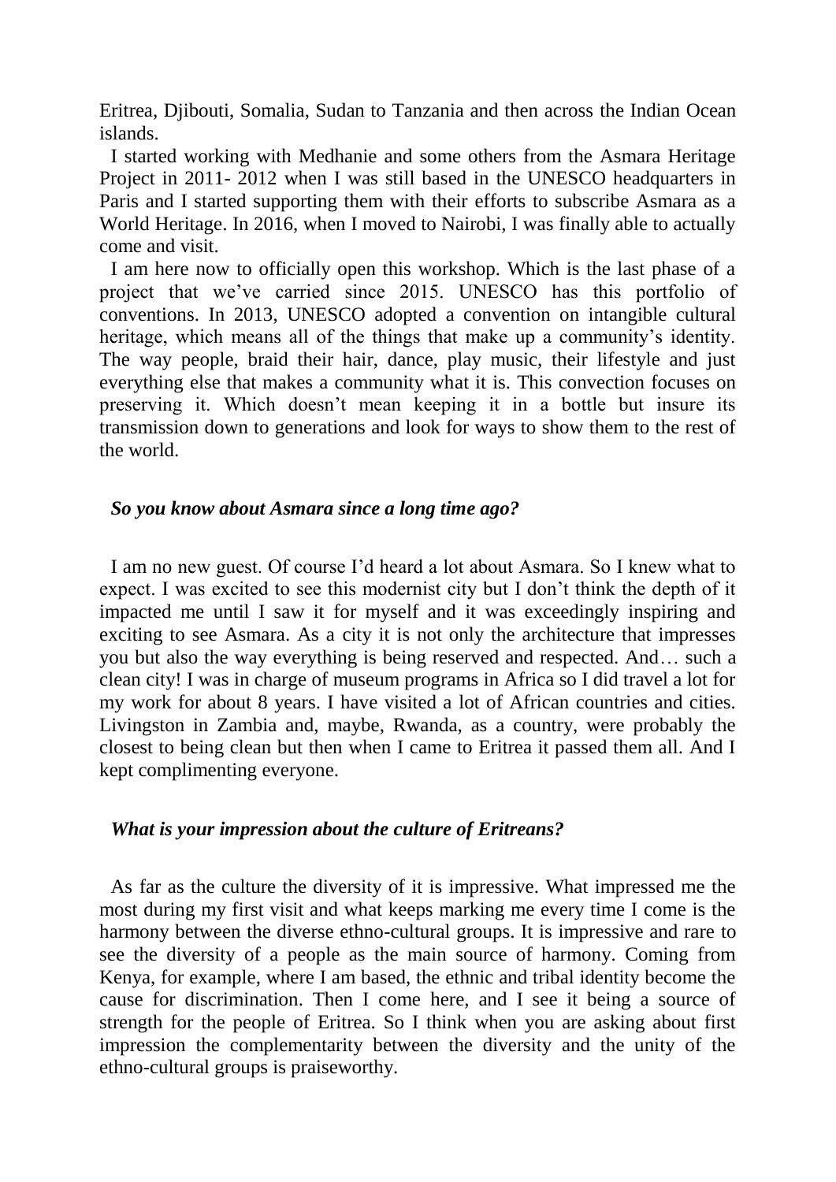Eritrea, Djibouti, Somalia, Sudan to Tanzania and then across the Indian Ocean islands.

I started working with Medhanie and some others from the Asmara Heritage Project in 2011- 2012 when I was still based in the UNESCO headquarters in Paris and I started supporting them with their efforts to subscribe Asmara as a World Heritage. In 2016, when I moved to Nairobi, I was finally able to actually come and visit.

I am here now to officially open this workshop. Which is the last phase of a project that we've carried since 2015. UNESCO has this portfolio of conventions. In 2013, UNESCO adopted a convention on intangible cultural heritage, which means all of the things that make up a community's identity. The way people, braid their hair, dance, play music, their lifestyle and just everything else that makes a community what it is. This convection focuses on preserving it. Which doesn't mean keeping it in a bottle but insure its transmission down to generations and look for ways to show them to the rest of the world.

***So you know about Asmara since a long time ago?***

I am no new guest. Of course I'd heard a lot about Asmara. So I knew what to expect. I was excited to see this modernist city but I don't think the depth of it impacted me until I saw it for myself and it was exceedingly inspiring and exciting to see Asmara. As a city it is not only the architecture that impresses you but also the way everything is being reserved and respected. And… such a clean city! I was in charge of museum programs in Africa so I did travel a lot for my work for about 8 years. I have visited a lot of African countries and cities. Livingston in Zambia and, maybe, Rwanda, as a country, were probably the closest to being clean but then when I came to Eritrea it passed them all. And I kept complimenting everyone.

***What is your impression about the culture of Eritreans?***

As far as the culture the diversity of it is impressive. What impressed me the most during my first visit and what keeps marking me every time I come is the harmony between the diverse ethno-cultural groups. It is impressive and rare to see the diversity of a people as the main source of harmony. Coming from Kenya, for example, where I am based, the ethnic and tribal identity become the cause for discrimination. Then I come here, and I see it being a source of strength for the people of Eritrea. So I think when you are asking about first impression the complementarity between the diversity and the unity of the ethno-cultural groups is praiseworthy.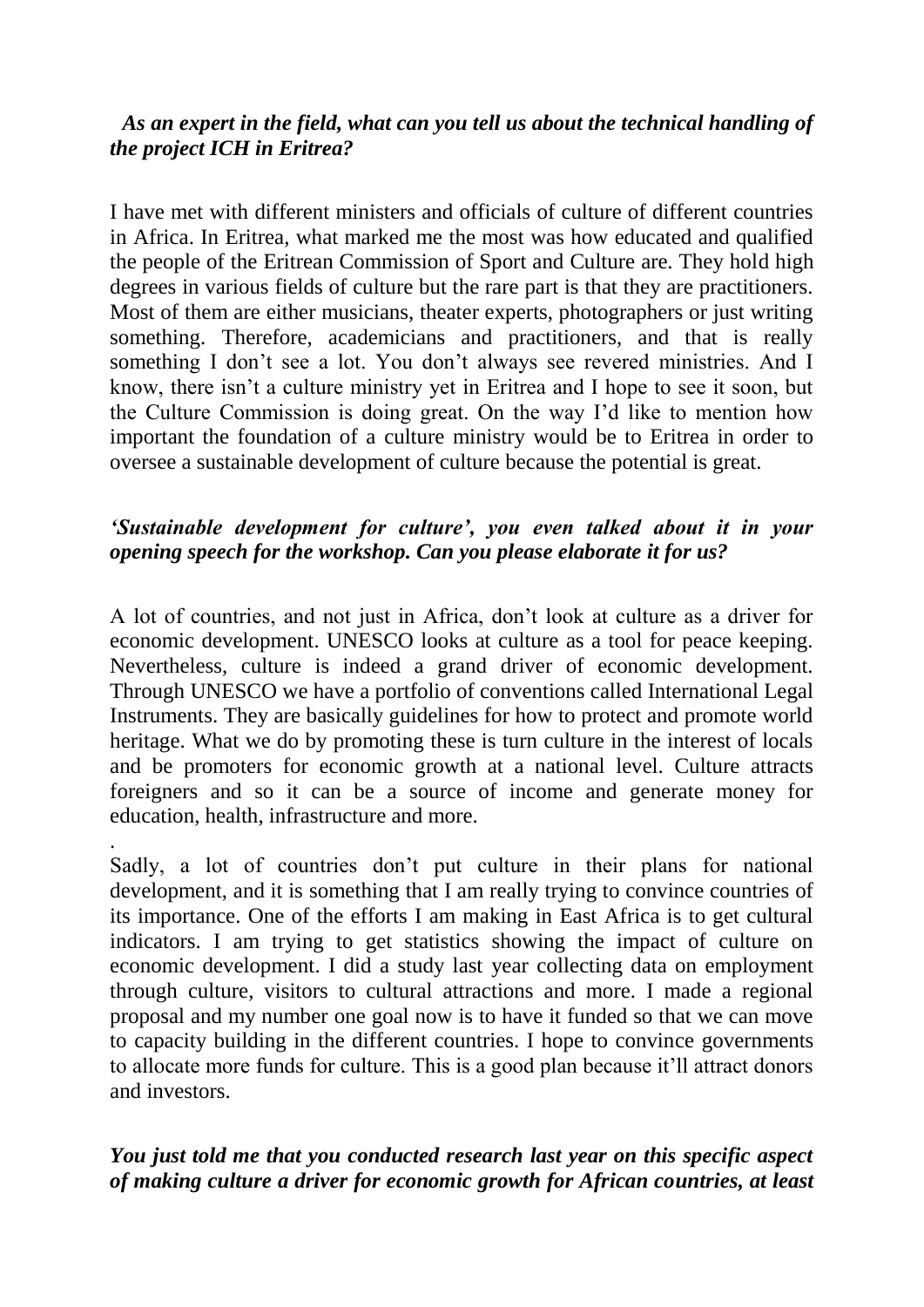***As an expert in the field, what can you tell us about the technical handling of the project ICH in Eritrea?***

I have met with different ministers and officials of culture of different countries in Africa. In Eritrea, what marked me the most was how educated and qualified the people of the Eritrean Commission of Sport and Culture are. They hold high degrees in various fields of culture but the rare part is that they are practitioners. Most of them are either musicians, theater experts, photographers or just writing something. Therefore, academicians and practitioners, and that is really something I don't see a lot. You don't always see revered ministries. And I know, there isn't a culture ministry yet in Eritrea and I hope to see it soon, but the Culture Commission is doing great. On the way I'd like to mention how important the foundation of a culture ministry would be to Eritrea in order to oversee a sustainable development of culture because the potential is great.

***'Sustainable development for culture', you even talked about it in your opening speech for the workshop. Can you please elaborate it for us?***

A lot of countries, and not just in Africa, don't look at culture as a driver for economic development. UNESCO looks at culture as a tool for peace keeping. Nevertheless, culture is indeed a grand driver of economic development. Through UNESCO we have a portfolio of conventions called International Legal Instruments. They are basically guidelines for how to protect and promote world heritage. What we do by promoting these is turn culture in the interest of locals and be promoters for economic growth at a national level. Culture attracts foreigners and so it can be a source of income and generate money for education, health, infrastructure and more.

.

Sadly, a lot of countries don't put culture in their plans for national development, and it is something that I am really trying to convince countries of its importance. One of the efforts I am making in East Africa is to get cultural indicators. I am trying to get statistics showing the impact of culture on economic development. I did a study last year collecting data on employment through culture, visitors to cultural attractions and more. I made a regional proposal and my number one goal now is to have it funded so that we can move to capacity building in the different countries. I hope to convince governments to allocate more funds for culture. This is a good plan because it'll attract donors and investors.

***You just told me that you conducted research last year on this specific aspect of making culture a driver for economic growth for African countries, at least***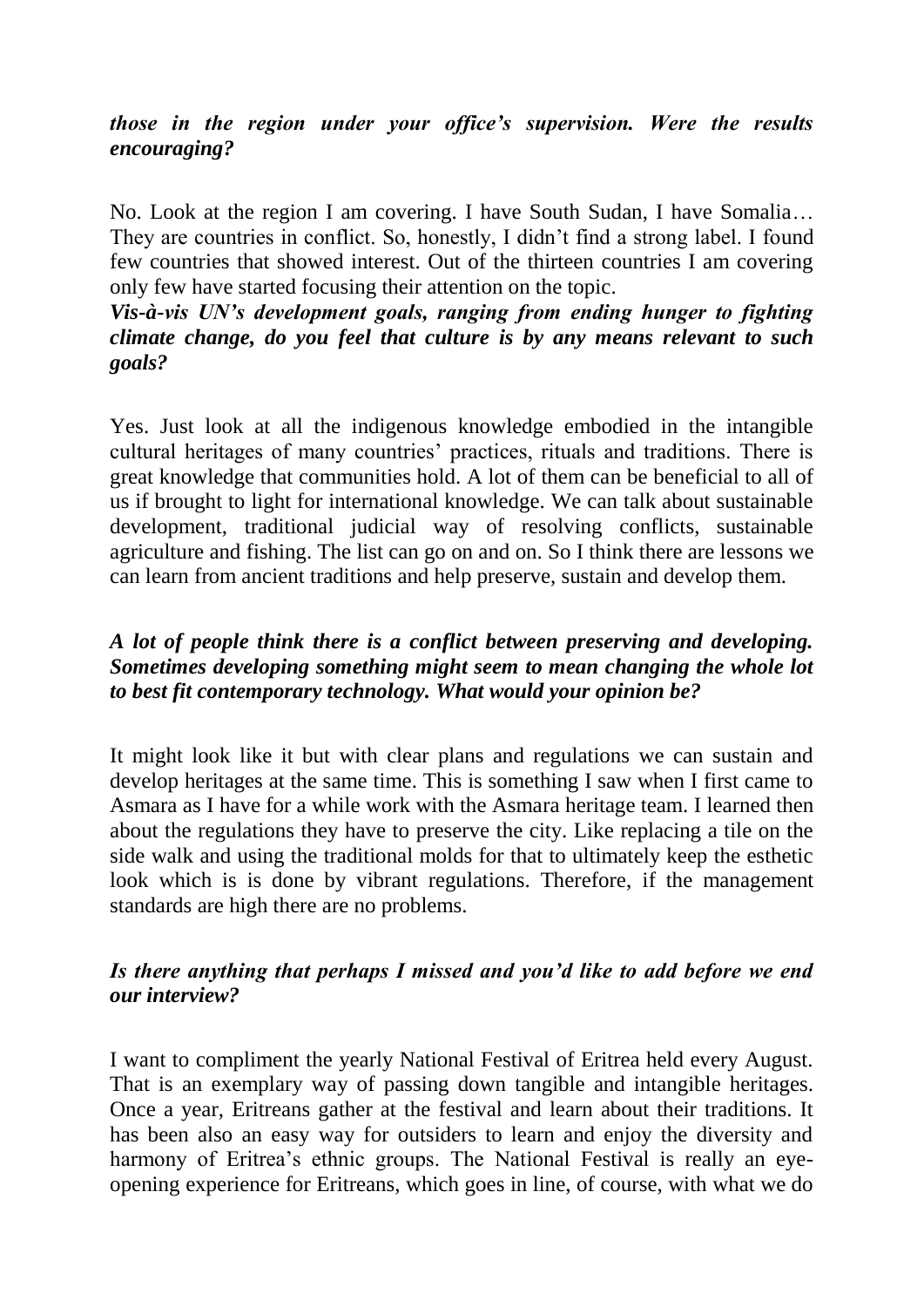***those in the region under your office's supervision. Were the results encouraging?***

No. Look at the region I am covering. I have South Sudan, I have Somalia… They are countries in conflict. So, honestly, I didn't find a strong label. I found few countries that showed interest. Out of the thirteen countries I am covering only few have started focusing their attention on the topic.

***Vis-à-vis UN's development goals, ranging from ending hunger to fighting climate change, do you feel that culture is by any means relevant to such goals?***

Yes. Just look at all the indigenous knowledge embodied in the intangible cultural heritages of many countries' practices, rituals and traditions. There is great knowledge that communities hold. A lot of them can be beneficial to all of us if brought to light for international knowledge. We can talk about sustainable development, traditional judicial way of resolving conflicts, sustainable agriculture and fishing. The list can go on and on. So I think there are lessons we can learn from ancient traditions and help preserve, sustain and develop them.

***A lot of people think there is a conflict between preserving and developing. Sometimes developing something might seem to mean changing the whole lot to best fit contemporary technology. What would your opinion be?***

It might look like it but with clear plans and regulations we can sustain and develop heritages at the same time. This is something I saw when I first came to Asmara as I have for a while work with the Asmara heritage team. I learned then about the regulations they have to preserve the city. Like replacing a tile on the side walk and using the traditional molds for that to ultimately keep the esthetic look which is is done by vibrant regulations. Therefore, if the management standards are high there are no problems.

***Is there anything that perhaps I missed and you'd like to add before we end our interview?***

I want to compliment the yearly National Festival of Eritrea held every August. That is an exemplary way of passing down tangible and intangible heritages. Once a year, Eritreans gather at the festival and learn about their traditions. It has been also an easy way for outsiders to learn and enjoy the diversity and harmony of Eritrea's ethnic groups. The National Festival is really an eye-opening experience for Eritreans, which goes in line, of course, with what we do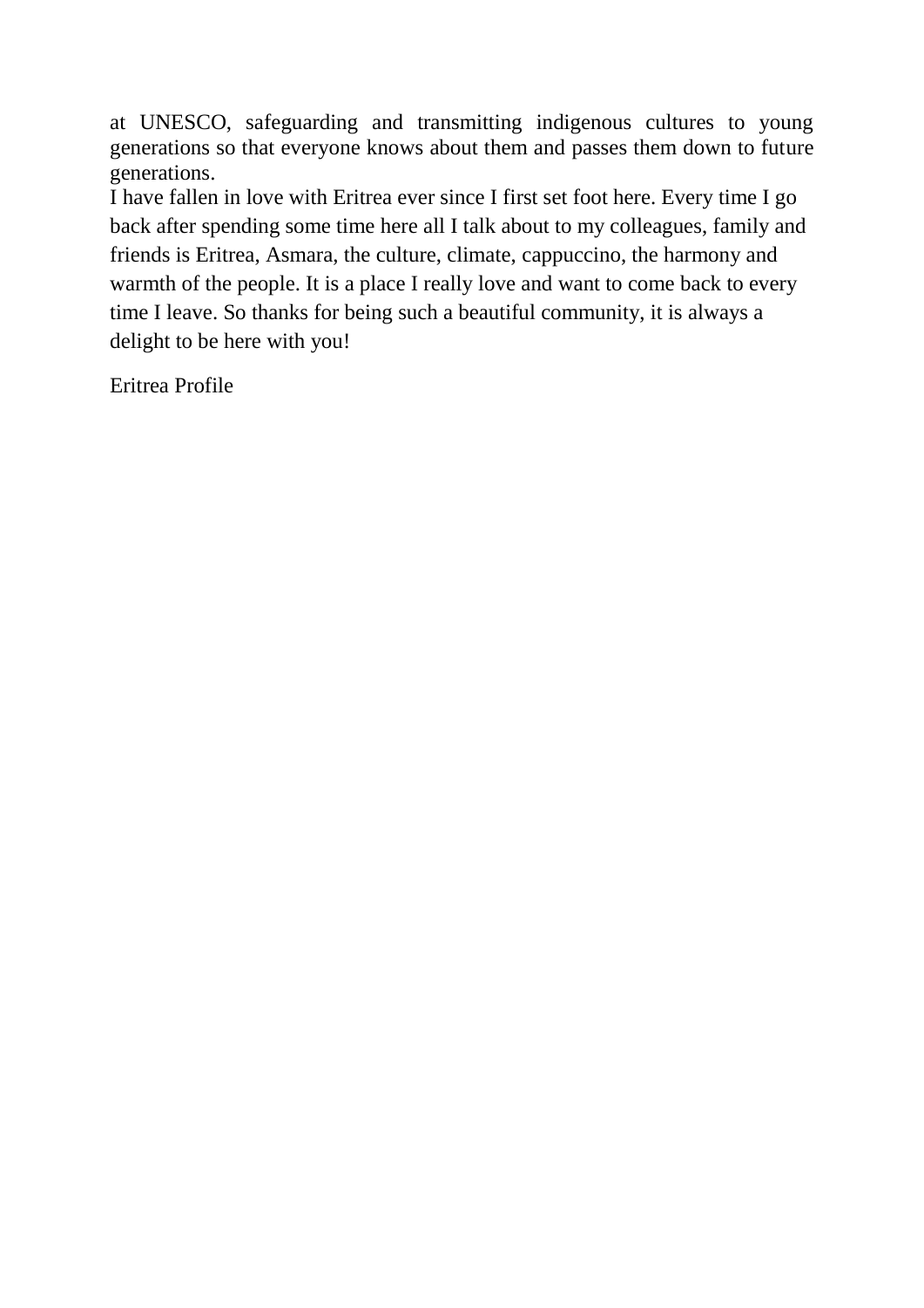at UNESCO, safeguarding and transmitting indigenous cultures to young generations so that everyone knows about them and passes them down to future generations.

I have fallen in love with Eritrea ever since I first set foot here. Every time I go back after spending some time here all I talk about to my colleagues, family and friends is Eritrea, Asmara, the culture, climate, cappuccino, the harmony and warmth of the people. It is a place I really love and want to come back to every time I leave. So thanks for being such a beautiful community, it is always a delight to be here with you!

Eritrea Profile